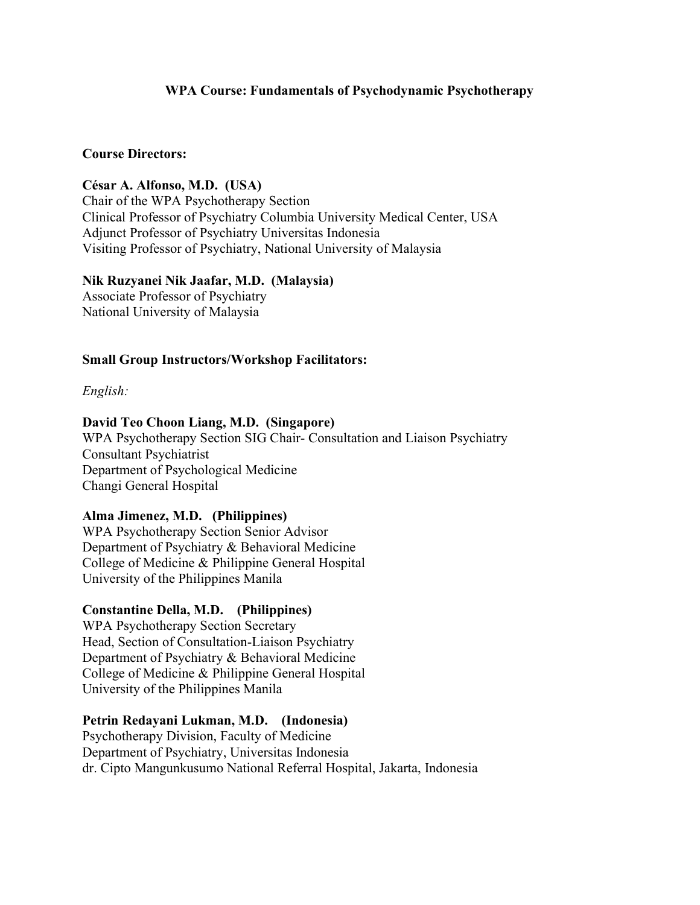# WPA Course: Fundamentals of Psychodynamic Psychotherapy

## Course Directors:

**César A. Alfonso, M.D. (USA)**
Chair of the WPA Psychotherapy Section
Clinical Professor of Psychiatry Columbia University Medical Center, USA
Adjunct Professor of Psychiatry Universitas Indonesia
Visiting Professor of Psychiatry, National University of Malaysia

**Nik Ruzyanei Nik Jaafar, M.D. (Malaysia)**
Associate Professor of Psychiatry
National University of Malaysia

## Small Group Instructors/Workshop Facilitators:

*English:*

**David Teo Choon Liang, M.D. (Singapore)**
WPA Psychotherapy Section SIG Chair- Consultation and Liaison Psychiatry
Consultant Psychiatrist
Department of Psychological Medicine
Changi General Hospital

**Alma Jimenez, M.D. (Philippines)**
WPA Psychotherapy Section Senior Advisor
Department of Psychiatry & Behavioral Medicine
College of Medicine & Philippine General Hospital
University of the Philippines Manila

**Constantine Della, M.D. (Philippines)**
WPA Psychotherapy Section Secretary
Head, Section of Consultation-Liaison Psychiatry
Department of Psychiatry & Behavioral Medicine
College of Medicine & Philippine General Hospital
University of the Philippines Manila

**Petrin Redayani Lukman, M.D. (Indonesia)**
Psychotherapy Division, Faculty of Medicine
Department of Psychiatry, Universitas Indonesia
dr. Cipto Mangunkusumo National Referral Hospital, Jakarta, Indonesia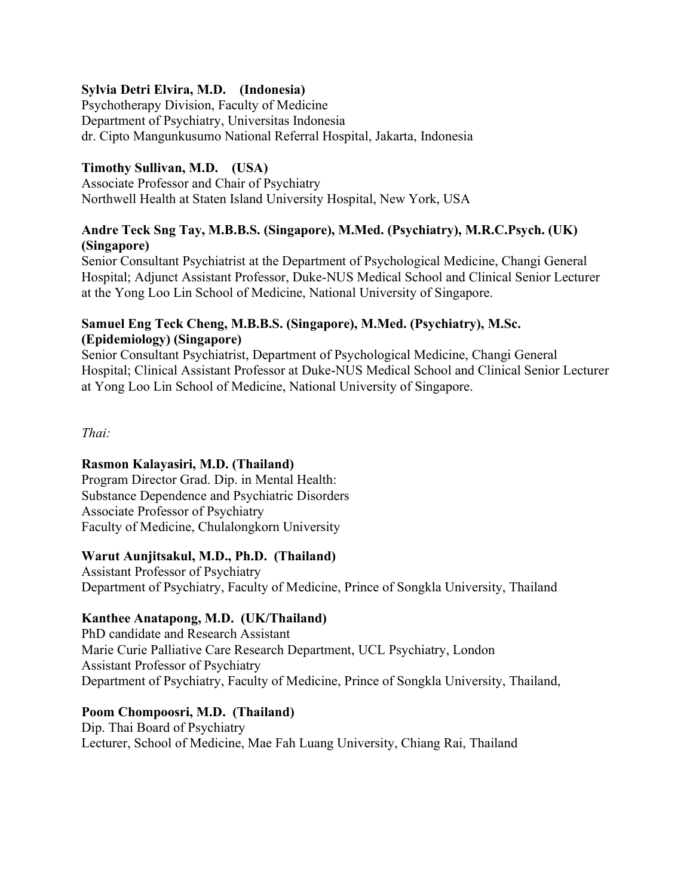**Sylvia Detri Elvira, M.D. (Indonesia)**
Psychotherapy Division, Faculty of Medicine
Department of Psychiatry, Universitas Indonesia
dr. Cipto Mangunkusumo National Referral Hospital, Jakarta, Indonesia

**Timothy Sullivan, M.D. (USA)**
Associate Professor and Chair of Psychiatry
Northwell Health at Staten Island University Hospital, New York, USA

**Andre Teck Sng Tay, M.B.B.S. (Singapore), M.Med. (Psychiatry), M.R.C.Psych. (UK) (Singapore)**
Senior Consultant Psychiatrist at the Department of Psychological Medicine, Changi General Hospital; Adjunct Assistant Professor, Duke-NUS Medical School and Clinical Senior Lecturer at the Yong Loo Lin School of Medicine, National University of Singapore.

**Samuel Eng Teck Cheng, M.B.B.S. (Singapore), M.Med. (Psychiatry), M.Sc. (Epidemiology) (Singapore)**
Senior Consultant Psychiatrist, Department of Psychological Medicine, Changi General Hospital; Clinical Assistant Professor at Duke-NUS Medical School and Clinical Senior Lecturer at Yong Loo Lin School of Medicine, National University of Singapore.

*Thai:*

**Rasmon Kalayasiri, M.D. (Thailand)**
Program Director Grad. Dip. in Mental Health:
Substance Dependence and Psychiatric Disorders
Associate Professor of Psychiatry
Faculty of Medicine, Chulalongkorn University

**Warut Aunjitsakul, M.D., Ph.D. (Thailand)**
Assistant Professor of Psychiatry
Department of Psychiatry, Faculty of Medicine, Prince of Songkla University, Thailand

**Kanthee Anatapong, M.D. (UK/Thailand)**
PhD candidate and Research Assistant
Marie Curie Palliative Care Research Department, UCL Psychiatry, London
Assistant Professor of Psychiatry
Department of Psychiatry, Faculty of Medicine, Prince of Songkla University, Thailand,

**Poom Chompoosri, M.D. (Thailand)**
Dip. Thai Board of Psychiatry
Lecturer, School of Medicine, Mae Fah Luang University, Chiang Rai, Thailand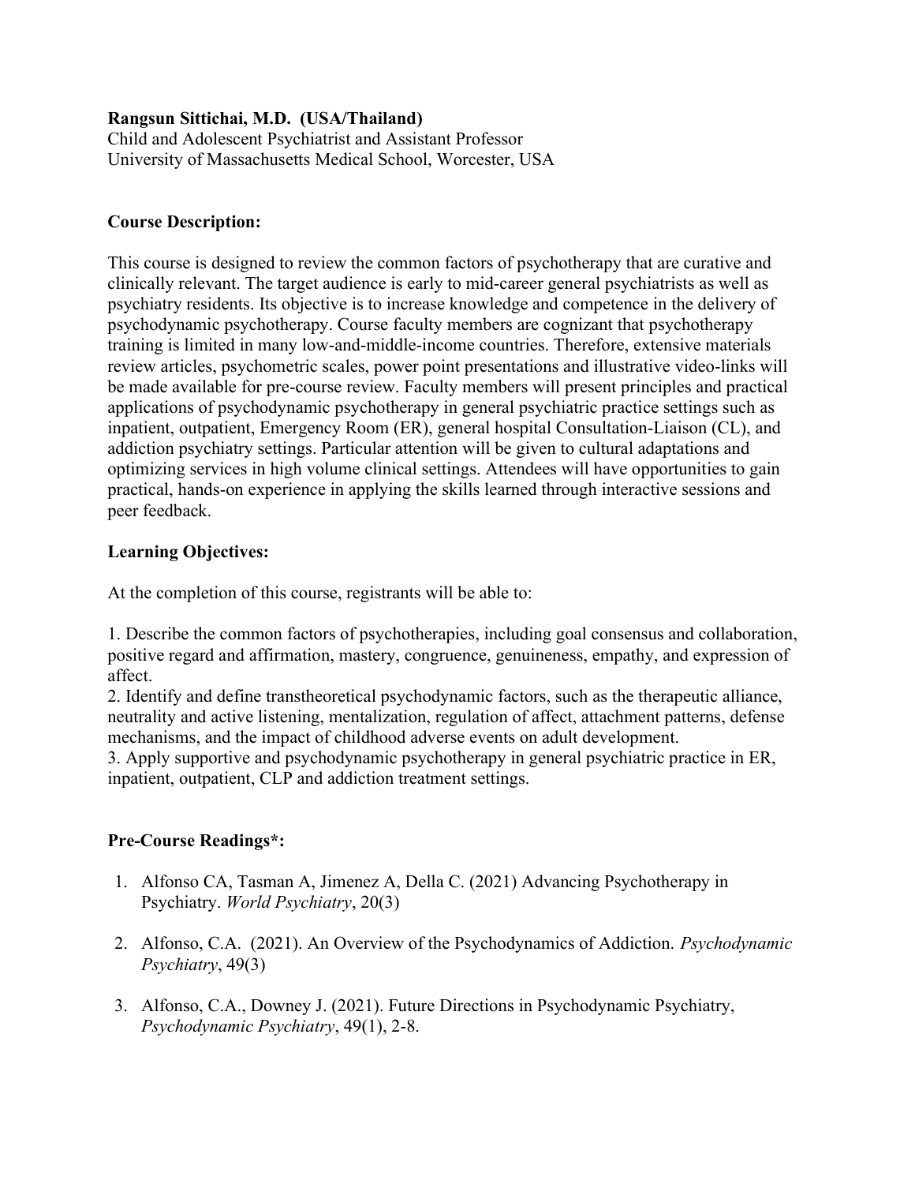**Rangsun Sittichai, M.D. (USA/Thailand)**
Child and Adolescent Psychiatrist and Assistant Professor
University of Massachusetts Medical School, Worcester, USA

**Course Description:**

This course is designed to review the common factors of psychotherapy that are curative and clinically relevant. The target audience is early to mid-career general psychiatrists as well as psychiatry residents. Its objective is to increase knowledge and competence in the delivery of psychodynamic psychotherapy. Course faculty members are cognizant that psychotherapy training is limited in many low-and-middle-income countries. Therefore, extensive materials review articles, psychometric scales, power point presentations and illustrative video-links will be made available for pre-course review. Faculty members will present principles and practical applications of psychodynamic psychotherapy in general psychiatric practice settings such as inpatient, outpatient, Emergency Room (ER), general hospital Consultation-Liaison (CL), and addiction psychiatry settings. Particular attention will be given to cultural adaptations and optimizing services in high volume clinical settings. Attendees will have opportunities to gain practical, hands-on experience in applying the skills learned through interactive sessions and peer feedback.

**Learning Objectives:**

At the completion of this course, registrants will be able to:

1. Describe the common factors of psychotherapies, including goal consensus and collaboration, positive regard and affirmation, mastery, congruence, genuineness, empathy, and expression of affect.
2. Identify and define transtheoretical psychodynamic factors, such as the therapeutic alliance, neutrality and active listening, mentalization, regulation of affect, attachment patterns, defense mechanisms, and the impact of childhood adverse events on adult development.
3. Apply supportive and psychodynamic psychotherapy in general psychiatric practice in ER, inpatient, outpatient, CLP and addiction treatment settings.

**Pre-Course Readings*:**

1. Alfonso CA, Tasman A, Jimenez A, Della C. (2021) Advancing Psychotherapy in Psychiatry. *World Psychiatry*, 20(3)

2. Alfonso, C.A. (2021). An Overview of the Psychodynamics of Addiction. *Psychodynamic Psychiatry*, 49(3)

3. Alfonso, C.A., Downey J. (2021). Future Directions in Psychodynamic Psychiatry, *Psychodynamic Psychiatry*, 49(1), 2-8.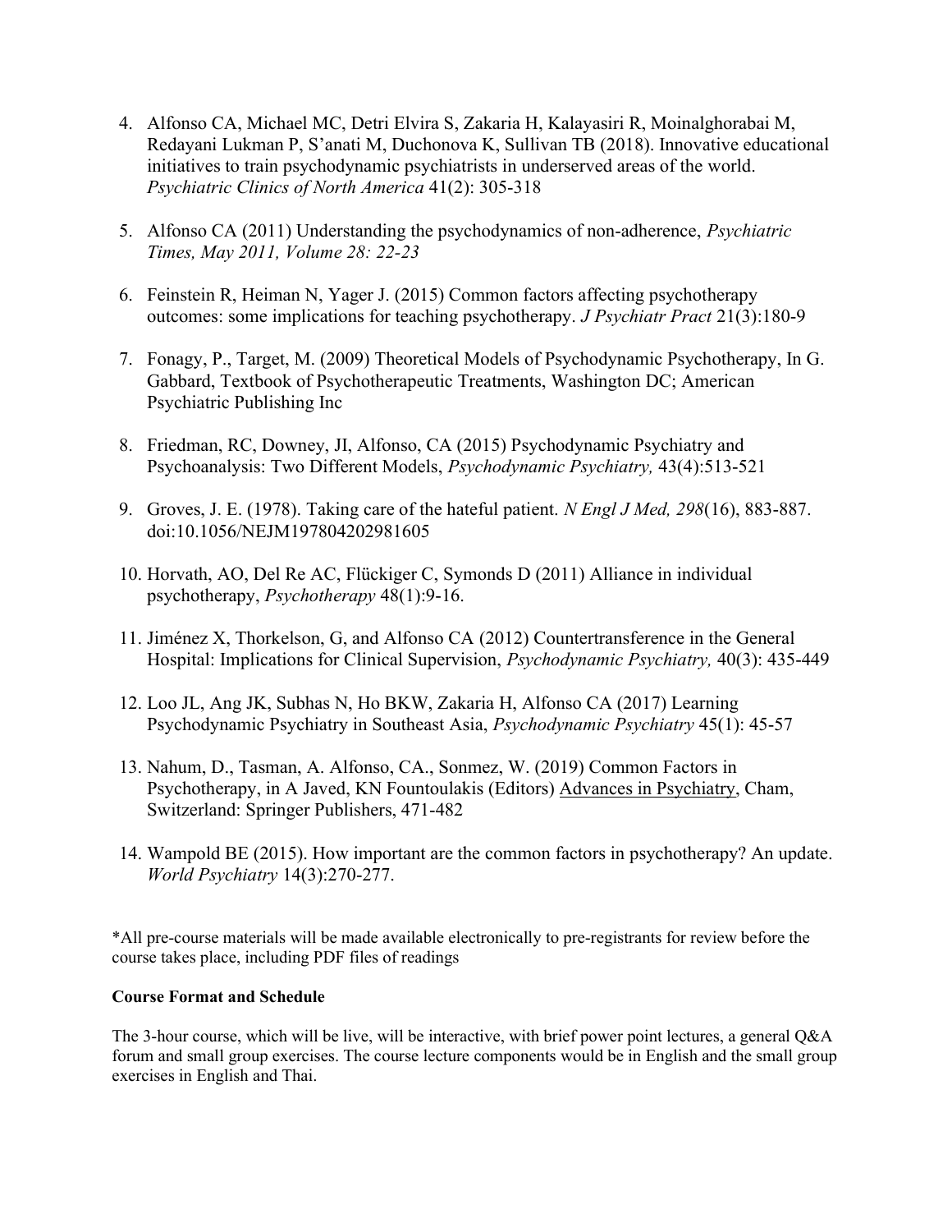4. Alfonso CA, Michael MC, Detri Elvira S, Zakaria H, Kalayasiri R, Moinalghorabai M, Redayani Lukman P, S'anati M, Duchonova K, Sullivan TB (2018). Innovative educational initiatives to train psychodynamic psychiatrists in underserved areas of the world. *Psychiatric Clinics of North America* 41(2): 305-318

5. Alfonso CA (2011) Understanding the psychodynamics of non-adherence, *Psychiatric Times, May 2011, Volume 28: 22-23*

6. Feinstein R, Heiman N, Yager J. (2015) Common factors affecting psychotherapy outcomes: some implications for teaching psychotherapy. *J Psychiatr Pract* 21(3):180-9

7. Fonagy, P., Target, M. (2009) Theoretical Models of Psychodynamic Psychotherapy, In G. Gabbard, Textbook of Psychotherapeutic Treatments, Washington DC; American Psychiatric Publishing Inc

8. Friedman, RC, Downey, JI, Alfonso, CA (2015) Psychodynamic Psychiatry and Psychoanalysis: Two Different Models, *Psychodynamic Psychiatry,* 43(4):513-521

9. Groves, J. E. (1978). Taking care of the hateful patient. *N Engl J Med, 298*(16), 883-887. doi:10.1056/NEJM197804202981605

10. Horvath, AO, Del Re AC, Flückiger C, Symonds D (2011) Alliance in individual psychotherapy, *Psychotherapy* 48(1):9-16.

11. Jiménez X, Thorkelson, G, and Alfonso CA (2012) Countertransference in the General Hospital: Implications for Clinical Supervision, *Psychodynamic Psychiatry,* 40(3): 435-449

12. Loo JL, Ang JK, Subhas N, Ho BKW, Zakaria H, Alfonso CA (2017) Learning Psychodynamic Psychiatry in Southeast Asia, *Psychodynamic Psychiatry* 45(1): 45-57

13. Nahum, D., Tasman, A. Alfonso, CA., Sonmez, W. (2019) Common Factors in Psychotherapy, in A Javed, KN Fountoulakis (Editors) <u>Advances in Psychiatry</u>, Cham, Switzerland: Springer Publishers, 471-482

14. Wampold BE (2015). How important are the common factors in psychotherapy? An update. *World Psychiatry* 14(3):270-277.

*All pre-course materials will be made available electronically to pre-registrants for review before the course takes place, including PDF files of readings

**Course Format and Schedule**

The 3-hour course, which will be live, will be interactive, with brief power point lectures, a general Q&A forum and small group exercises. The course lecture components would be in English and the small group exercises in English and Thai.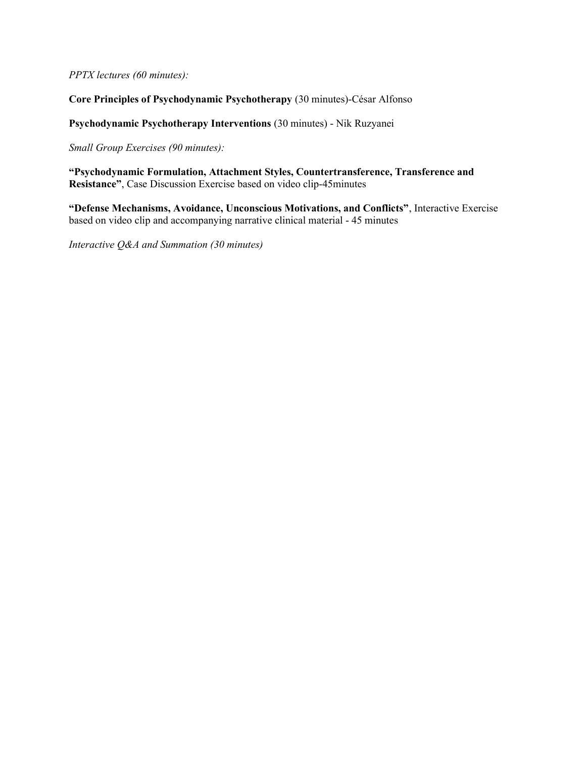*PPTX lectures (60 minutes):*

**Core Principles of Psychodynamic Psychotherapy** (30 minutes)-César Alfonso

**Psychodynamic Psychotherapy Interventions** (30 minutes) - Nik Ruzyanei

*Small Group Exercises (90 minutes):*

**"Psychodynamic Formulation, Attachment Styles, Countertransference, Transference and Resistance"**, Case Discussion Exercise based on video clip-45minutes

**"Defense Mechanisms, Avoidance, Unconscious Motivations, and Conflicts"**, Interactive Exercise based on video clip and accompanying narrative clinical material - 45 minutes

*Interactive Q&A and Summation (30 minutes)*